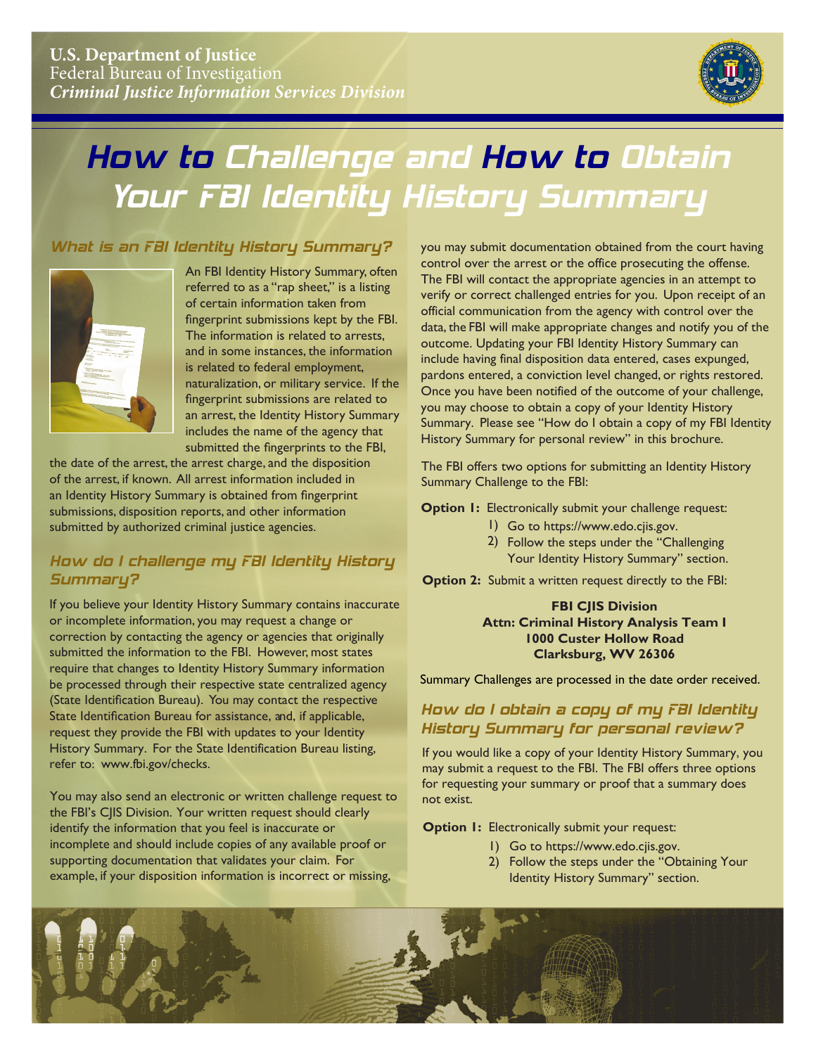**U.S. Department of Justice**
Federal Bureau of Investigation
***Criminal Justice Information Services Division***

# How to Challenge and How to Obtain Your FBI Identity History Summary

## What is an FBI Identity History Summary?

An FBI Identity History Summary, often referred to as a "rap sheet," is a listing of certain information taken from fingerprint submissions kept by the FBI. The information is related to arrests, and in some instances, the information is related to federal employment, naturalization, or military service. If the fingerprint submissions are related to an arrest, the Identity History Summary includes the name of the agency that submitted the fingerprints to the FBI, the date of the arrest, the arrest charge, and the disposition of the arrest, if known. All arrest information included in an Identity History Summary is obtained from fingerprint submissions, disposition reports, and other information submitted by authorized criminal justice agencies.

## How do I challenge my FBI Identity History Summary?

If you believe your Identity History Summary contains inaccurate or incomplete information, you may request a change or correction by contacting the agency or agencies that originally submitted the information to the FBI. However, most states require that changes to Identity History Summary information be processed through their respective state centralized agency (State Identification Bureau). You may contact the respective State Identification Bureau for assistance, and, if applicable, request they provide the FBI with updates to your Identity History Summary. For the State Identification Bureau listing, refer to: www.fbi.gov/checks.

You may also send an electronic or written challenge request to the FBI's CJIS Division. Your written request should clearly identify the information that you feel is inaccurate or incomplete and should include copies of any available proof or supporting documentation that validates your claim. For example, if your disposition information is incorrect or missing, you may submit documentation obtained from the court having control over the arrest or the office prosecuting the offense. The FBI will contact the appropriate agencies in an attempt to verify or correct challenged entries for you. Upon receipt of an official communication from the agency with control over the data, the FBI will make appropriate changes and notify you of the outcome. Updating your FBI Identity History Summary can include having final disposition data entered, cases expunged, pardons entered, a conviction level changed, or rights restored. Once you have been notified of the outcome of your challenge, you may choose to obtain a copy of your Identity History Summary. Please see "How do I obtain a copy of my FBI Identity History Summary for personal review" in this brochure.

The FBI offers two options for submitting an Identity History Summary Challenge to the FBI:

**Option 1:** Electronically submit your challenge request:

1) Go to https://www.edo.cjis.gov.
2) Follow the steps under the "Challenging Your Identity History Summary" section.

**Option 2:** Submit a written request directly to the FBI:

**FBI CJIS Division**
**Attn: Criminal History Analysis Team I**
**1000 Custer Hollow Road**
**Clarksburg, WV 26306**

Summary Challenges are processed in the date order received.

## How do I obtain a copy of my FBI Identity History Summary for personal review?

If you would like a copy of your Identity History Summary, you may submit a request to the FBI. The FBI offers three options for requesting your summary or proof that a summary does not exist.

**Option 1:** Electronically submit your request:

1) Go to https://www.edo.cjis.gov.
2) Follow the steps under the "Obtaining Your Identity History Summary" section.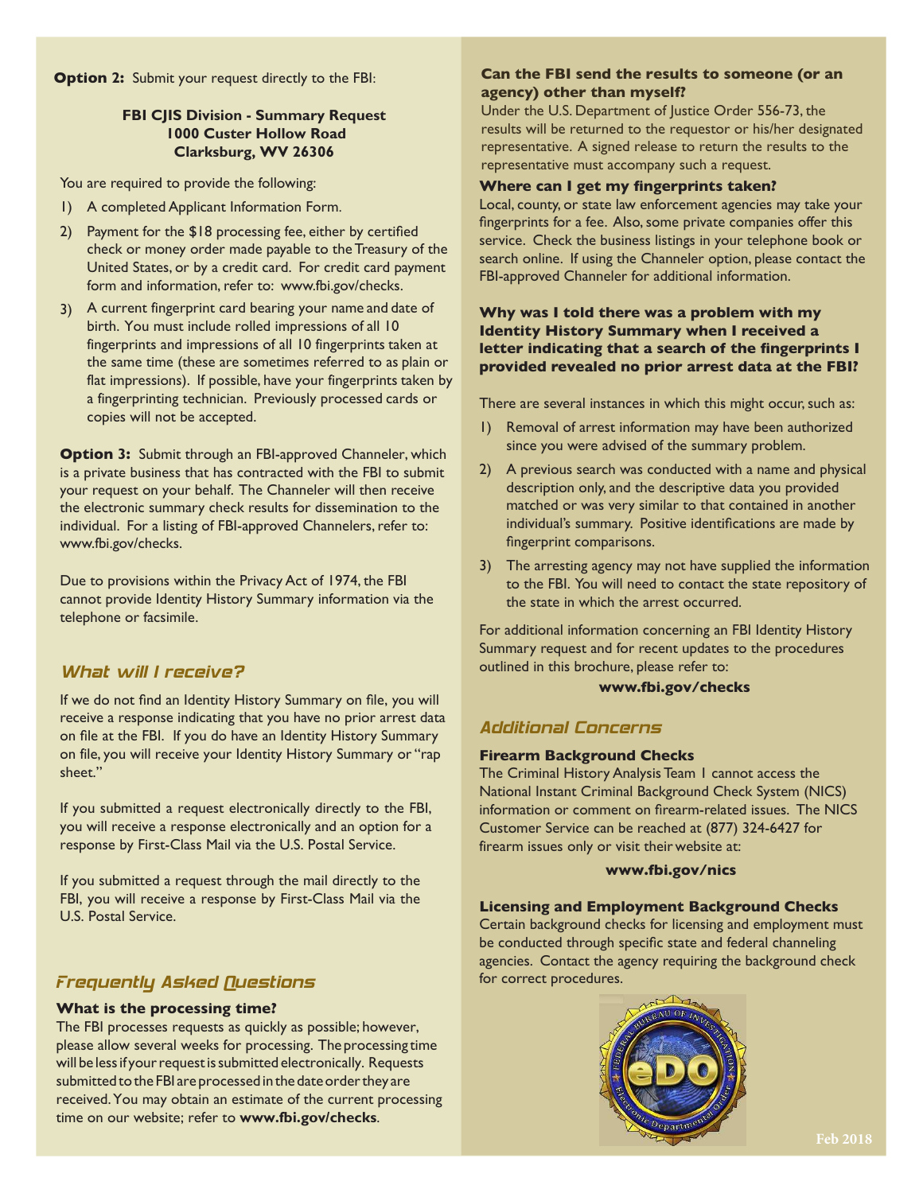**Option 2:** Submit your request directly to the FBI:

**FBI CJIS Division - Summary Request**
**1000 Custer Hollow Road**
**Clarksburg, WV 26306**

You are required to provide the following:

1) A completed Applicant Information Form.
2) Payment for the $18 processing fee, either by certified check or money order made payable to the Treasury of the United States, or by a credit card. For credit card payment form and information, refer to: www.fbi.gov/checks.
3) A current fingerprint card bearing your name and date of birth. You must include rolled impressions of all 10 fingerprints and impressions of all 10 fingerprints taken at the same time (these are sometimes referred to as plain or flat impressions). If possible, have your fingerprints taken by a fingerprinting technician. Previously processed cards or copies will not be accepted.

**Option 3:** Submit through an FBI-approved Channeler, which is a private business that has contracted with the FBI to submit your request on your behalf. The Channeler will then receive the electronic summary check results for dissemination to the individual. For a listing of FBI-approved Channelers, refer to: www.fbi.gov/checks.

Due to provisions within the Privacy Act of 1974, the FBI cannot provide Identity History Summary information via the telephone or facsimile.

## *What will I receive?*

If we do not find an Identity History Summary on file, you will receive a response indicating that you have no prior arrest data on file at the FBI. If you do have an Identity History Summary on file, you will receive your Identity History Summary or "rap sheet."

If you submitted a request electronically directly to the FBI, you will receive a response electronically and an option for a response by First-Class Mail via the U.S. Postal Service.

If you submitted a request through the mail directly to the FBI, you will receive a response by First-Class Mail via the U.S. Postal Service.

## *Frequently Asked Questions*

### What is the processing time?

The FBI processes requests as quickly as possible; however, please allow several weeks for processing. The processing time will be less if your request is submitted electronically. Requests submitted to the FBI are processed in the date order they are received. You may obtain an estimate of the current processing time on our website; refer to **www.fbi.gov/checks**.

### Can the FBI send the results to someone (or an agency) other than myself?

Under the U.S. Department of Justice Order 556-73, the results will be returned to the requestor or his/her designated representative. A signed release to return the results to the representative must accompany such a request.

### Where can I get my fingerprints taken?

Local, county, or state law enforcement agencies may take your fingerprints for a fee. Also, some private companies offer this service. Check the business listings in your telephone book or search online. If using the Channeler option, please contact the FBI-approved Channeler for additional information.

### Why was I told there was a problem with my Identity History Summary when I received a letter indicating that a search of the fingerprints I provided revealed no prior arrest data at the FBI?

There are several instances in which this might occur, such as:

1) Removal of arrest information may have been authorized since you were advised of the summary problem.
2) A previous search was conducted with a name and physical description only, and the descriptive data you provided matched or was very similar to that contained in another individual's summary. Positive identifications are made by fingerprint comparisons.
3) The arresting agency may not have supplied the information to the FBI. You will need to contact the state repository of the state in which the arrest occurred.

For additional information concerning an FBI Identity History Summary request and for recent updates to the procedures outlined in this brochure, please refer to:

**www.fbi.gov/checks**

## *Additional Concerns*

### Firearm Background Checks

The Criminal History Analysis Team 1 cannot access the National Instant Criminal Background Check System (NICS) information or comment on firearm-related issues. The NICS Customer Service can be reached at (877) 324-6427 for firearm issues only or visit their website at:

**www.fbi.gov/nics**

### Licensing and Employment Background Checks

Certain background checks for licensing and employment must be conducted through specific state and federal channeling agencies. Contact the agency requiring the background check for correct procedures.

Feb 2018